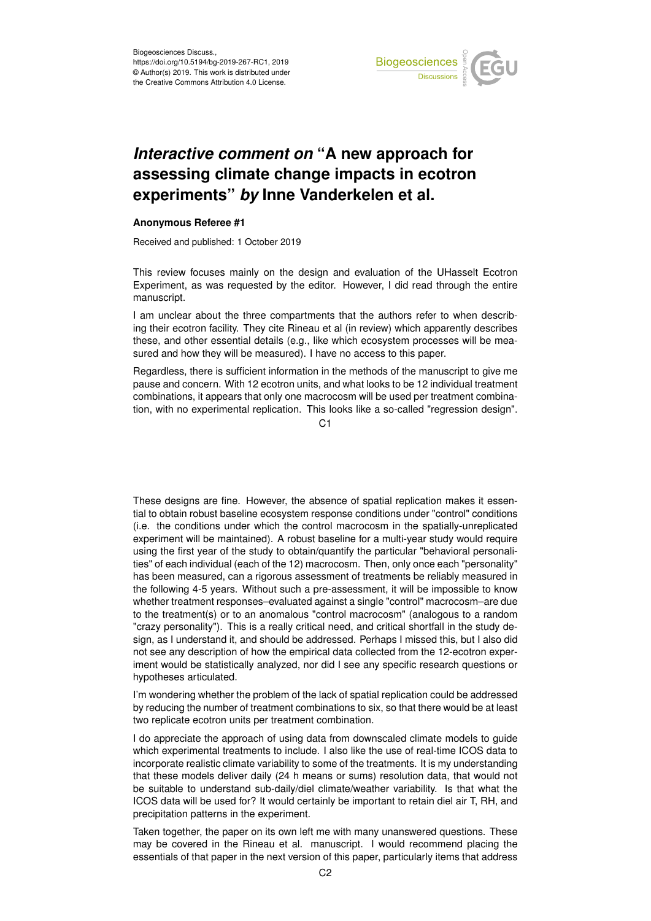Biogeosciences Discuss.,
https://doi.org/10.5194/bg-2019-267-RC1, 2019
© Author(s) 2019. This work is distributed under
the Creative Commons Attribution 4.0 License.

# *Interactive comment on* "A new approach for assessing climate change impacts in ecotron experiments" *by* Inne Vanderkelen et al.

**Anonymous Referee #1**

Received and published: 1 October 2019

This review focuses mainly on the design and evaluation of the UHasselt Ecotron Experiment, as was requested by the editor. However, I did read through the entire manuscript.

I am unclear about the three compartments that the authors refer to when describing their ecotron facility. They cite Rineau et al (in review) which apparently describes these, and other essential details (e.g., like which ecosystem processes will be measured and how they will be measured). I have no access to this paper.

Regardless, there is sufficient information in the methods of the manuscript to give me pause and concern. With 12 ecotron units, and what looks to be 12 individual treatment combinations, it appears that only one macrocosm will be used per treatment combination, with no experimental replication. This looks like a so-called "regression design". These designs are fine. However, the absence of spatial replication makes it essential to obtain robust baseline ecosystem response conditions under "control" conditions (i.e. the conditions under which the control macrocosm in the spatially-unreplicated experiment will be maintained). A robust baseline for a multi-year study would require using the first year of the study to obtain/quantify the particular "behavioral personalities" of each individual (each of the 12) macrocosm. Then, only once each "personality" has been measured, can a rigorous assessment of treatments be reliably measured in the following 4-5 years. Without such a pre-assessment, it will be impossible to know whether treatment responses–evaluated against a single "control" macrocosm–are due to the treatment(s) or to an anomalous "control macrocosm" (analogous to a random "crazy personality"). This is a really critical need, and critical shortfall in the study design, as I understand it, and should be addressed. Perhaps I missed this, but I also did not see any description of how the empirical data collected from the 12-ecotron experiment would be statistically analyzed, nor did I see any specific research questions or hypotheses articulated.

I'm wondering whether the problem of the lack of spatial replication could be addressed by reducing the number of treatment combinations to six, so that there would be at least two replicate ecotron units per treatment combination.

I do appreciate the approach of using data from downscaled climate models to guide which experimental treatments to include. I also like the use of real-time ICOS data to incorporate realistic climate variability to some of the treatments. It is my understanding that these models deliver daily (24 h means or sums) resolution data, that would not be suitable to understand sub-daily/diel climate/weather variability. Is that what the ICOS data will be used for? It would certainly be important to retain diel air T, RH, and precipitation patterns in the experiment.

Taken together, the paper on its own left me with many unanswered questions. These may be covered in the Rineau et al. manuscript. I would recommend placing the essentials of that paper in the next version of this paper, particularly items that address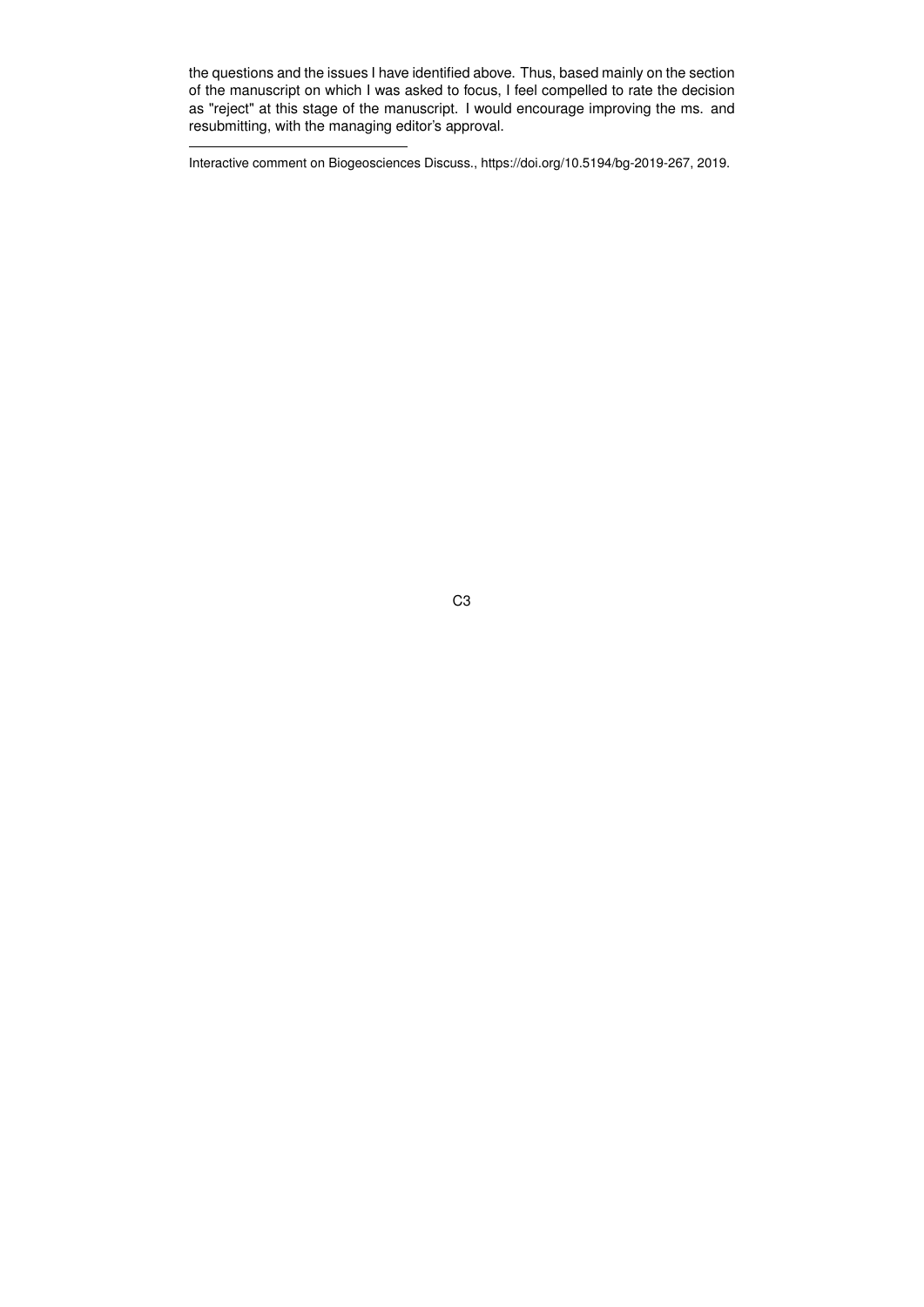the questions and the issues I have identified above. Thus, based mainly on the section of the manuscript on which I was asked to focus, I feel compelled to rate the decision as "reject" at this stage of the manuscript. I would encourage improving the ms. and resubmitting, with the managing editor's approval.

---

Interactive comment on Biogeosciences Discuss., https://doi.org/10.5194/bg-2019-267, 2019.